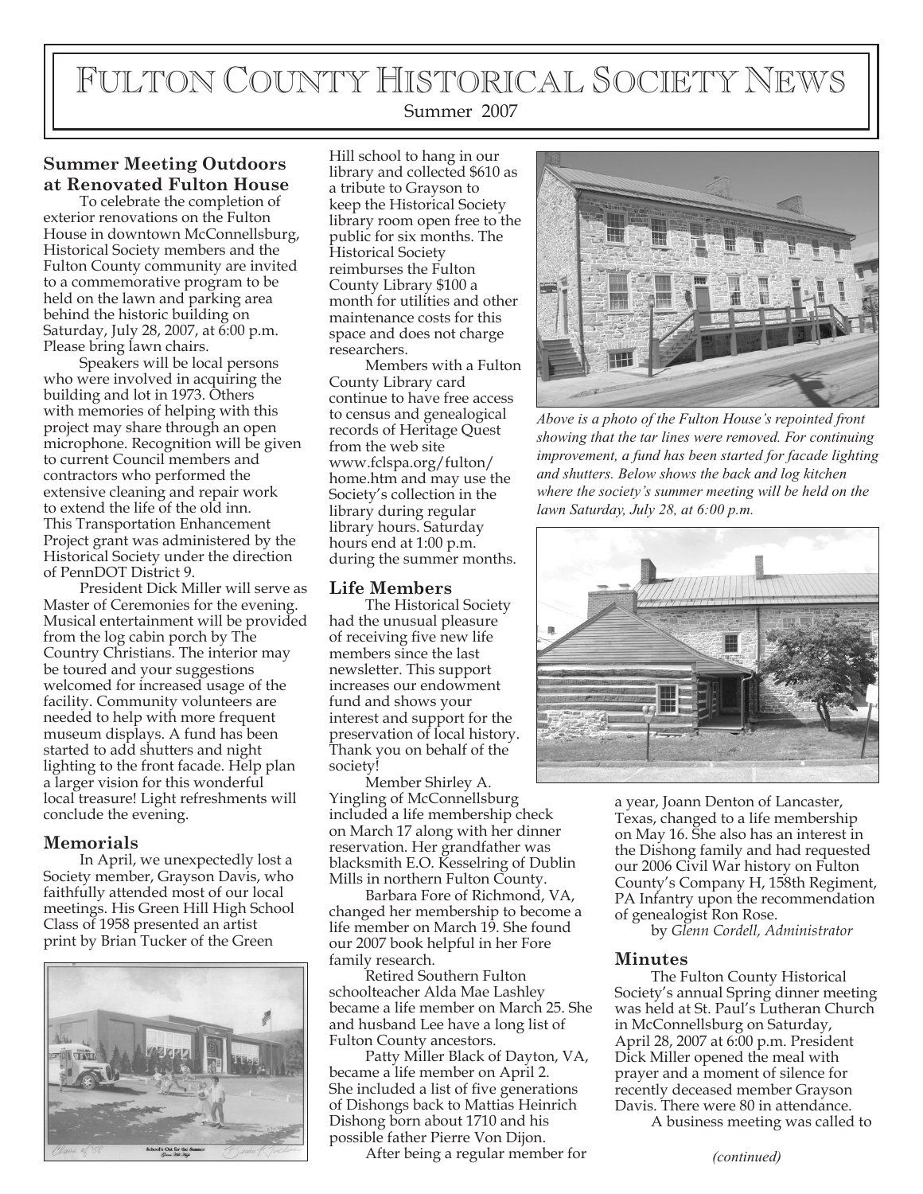# Fulton County Historical Society News

Summer 2007

## Summer Meeting Outdoors at Renovated Fulton House

To celebrate the completion of exterior renovations on the Fulton House in downtown McConnellsburg, Historical Society members and the Fulton County community are invited to a commemorative program to be held on the lawn and parking area behind the historic building on Saturday, July 28, 2007, at 6:00 p.m. Please bring lawn chairs.

Speakers will be local persons who were involved in acquiring the building and lot in 1973. Others with memories of helping with this project may share through an open microphone. Recognition will be given to current Council members and contractors who performed the extensive cleaning and repair work to extend the life of the old inn. This Transportation Enhancement Project grant was administered by the Historical Society under the direction of PennDOT District 9.

President Dick Miller will serve as Master of Ceremonies for the evening. Musical entertainment will be provided from the log cabin porch by The Country Christians. The interior may be toured and your suggestions welcomed for increased usage of the facility. Community volunteers are needed to help with more frequent museum displays. A fund has been started to add shutters and night lighting to the front facade. Help plan a larger vision for this wonderful local treasure! Light refreshments will conclude the evening.

## Memorials

In April, we unexpectedly lost a Society member, Grayson Davis, who faithfully attended most of our local meetings. His Green Hill High School Class of 1958 presented an artist print by Brian Tucker of the Green Hill school to hang in our library and collected $610 as a tribute to Grayson to keep the Historical Society library room open free to the public for six months. The Historical Society reimburses the Fulton County Library $100 a month for utilities and other maintenance costs for this space and does not charge researchers.

Members with a Fulton County Library card continue to have free access to census and genealogical records of Heritage Quest from the web site www.fclspa.org/fulton/home.htm and may use the Society's collection in the library during regular library hours. Saturday hours end at 1:00 p.m. during the summer months.

## Life Members

The Historical Society had the unusual pleasure of receiving five new life members since the last newsletter. This support increases our endowment fund and shows your interest and support for the preservation of local history. Thank you on behalf of the society!

Member Shirley A. Yingling of McConnellsburg included a life membership check on March 17 along with her dinner reservation. Her grandfather was blacksmith E.O. Kesselring of Dublin Mills in northern Fulton County.

Barbara Fore of Richmond, VA, changed her membership to become a life member on March 19. She found our 2007 book helpful in her Fore family research.

Retired Southern Fulton schoolteacher Alda Mae Lashley became a life member on March 25. She and husband Lee have a long list of Fulton County ancestors.

Patty Miller Black of Dayton, VA, became a life member on April 2. She included a list of five generations of Dishongs back to Mattias Heinrich Dishong born about 1710 and his possible father Pierre Von Dijon.

After being a regular member for a year, Joann Denton of Lancaster, Texas, changed to a life membership on May 16. She also has an interest in the Dishong family and had requested our 2006 Civil War history on Fulton County's Company H, 158th Regiment, PA Infantry upon the recommendation of genealogist Ron Rose.

by *Glenn Cordell, Administrator*

*Above is a photo of the Fulton House's repointed front showing that the tar lines were removed. For continuing improvement, a fund has been started for facade lighting and shutters. Below shows the back and log kitchen where the society's summer meeting will be held on the lawn Saturday, July 28, at 6:00 p.m.*

## Minutes

The Fulton County Historical Society's annual Spring dinner meeting was held at St. Paul's Lutheran Church in McConnellsburg on Saturday, April 28, 2007 at 6:00 p.m. President Dick Miller opened the meal with prayer and a moment of silence for recently deceased member Grayson Davis. There were 80 in attendance.

A business meeting was called to

*(continued)*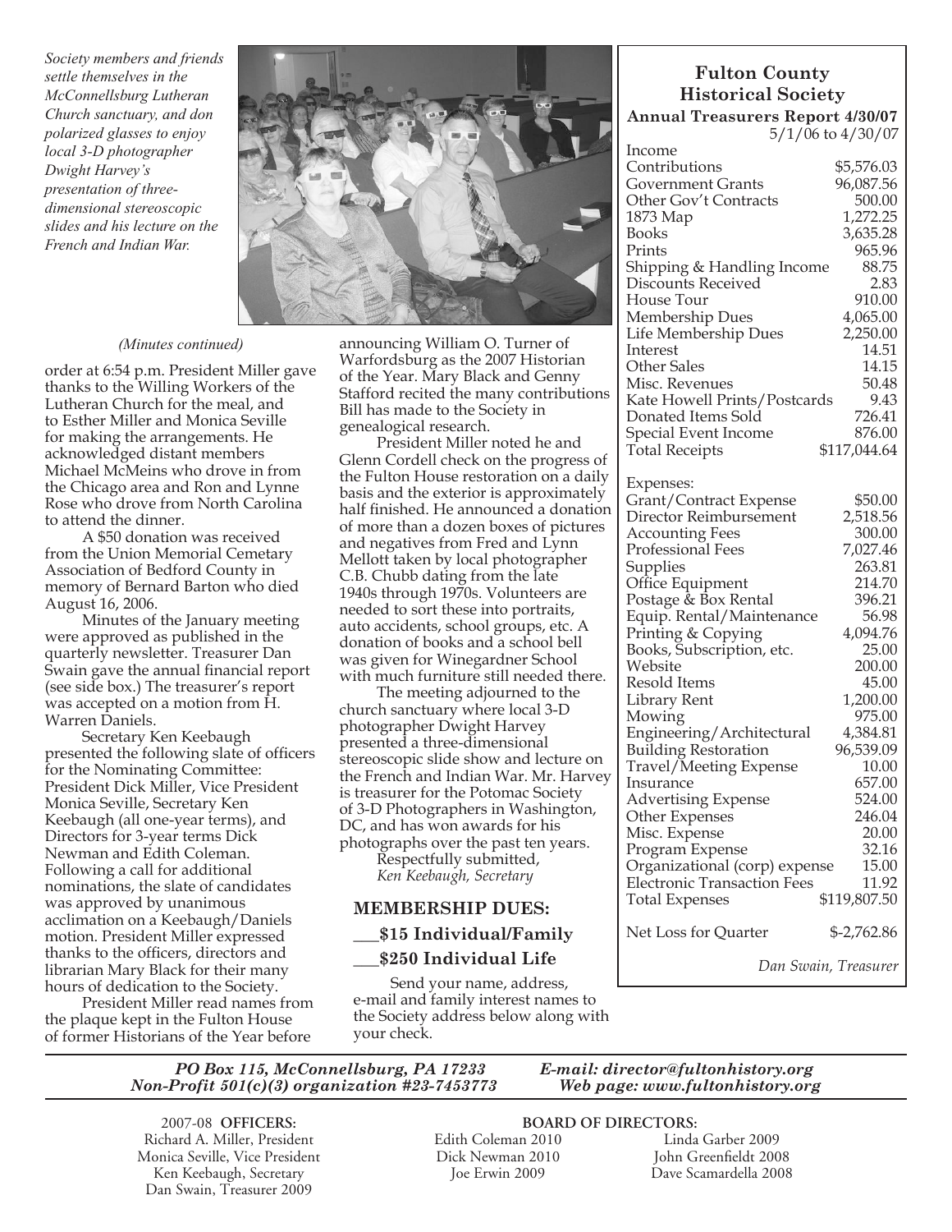*Society members and friends settle themselves in the McConnellsburg Lutheran Church sanctuary, and don polarized glasses to enjoy local 3-D photographer Dwight Harvey's presentation of three-dimensional stereoscopic slides and his lecture on the French and Indian War.*

*(Minutes continued)*

order at 6:54 p.m. President Miller gave thanks to the Willing Workers of the Lutheran Church for the meal, and to Esther Miller and Monica Seville for making the arrangements. He acknowledged distant members Michael McMeins who drove in from the Chicago area and Ron and Lynne Rose who drove from North Carolina to attend the dinner.

A $50 donation was received from the Union Memorial Cemetary Association of Bedford County in memory of Bernard Barton who died August 16, 2006.

Minutes of the January meeting were approved as published in the quarterly newsletter. Treasurer Dan Swain gave the annual financial report (see side box.) The treasurer's report was accepted on a motion from H. Warren Daniels.

Secretary Ken Keebaugh presented the following slate of officers for the Nominating Committee: President Dick Miller, Vice President Monica Seville, Secretary Ken Keebaugh (all one-year terms), and Directors for 3-year terms Dick Newman and Edith Coleman. Following a call for additional nominations, the slate of candidates was approved by unanimous acclimation on a Keebaugh/Daniels motion. President Miller expressed thanks to the officers, directors and librarian Mary Black for their many hours of dedication to the Society.

President Miller read names from the plaque kept in the Fulton House of former Historians of the Year before announcing William O. Turner of Warfordsburg as the 2007 Historian of the Year. Mary Black and Genny Stafford recited the many contributions Bill has made to the Society in genealogical research.

President Miller noted he and Glenn Cordell check on the progress of the Fulton House restoration on a daily basis and the exterior is approximately half finished. He announced a donation of more than a dozen boxes of pictures and negatives from Fred and Lynn Mellott taken by local photographer C.B. Chubb dating from the late 1940s through 1970s. Volunteers are needed to sort these into portraits, auto accidents, school groups, etc. A donation of books and a school bell was given for Winegardner School with much furniture still needed there.

The meeting adjourned to the church sanctuary where local 3-D photographer Dwight Harvey presented a three-dimensional stereoscopic slide show and lecture on the French and Indian War. Mr. Harvey is treasurer for the Potomac Society of 3-D Photographers in Washington, DC, and has won awards for his photographs over the past ten years.

Respectfully submitted,
*Ken Keebaugh, Secretary*

### MEMBERSHIP DUES:

**___$15 Individual/Family**

**___$250 Individual Life**

Send your name, address, e-mail and family interest names to the Society address below along with your check.

## Fulton County Historical Society

**Annual Treasurers Report 4/30/07**
5/1/06 to 4/30/07

| | |
|---|---|
| Income | |
| Contributions | $5,576.03 |
| Government Grants | 96,087.56 |
| Other Gov't Contracts | 500.00 |
| 1873 Map | 1,272.25 |
| Books | 3,635.28 |
| Prints | 965.96 |
| Shipping & Handling Income | 88.75 |
| Discounts Received | 2.83 |
| House Tour | 910.00 |
| Membership Dues | 4,065.00 |
| Life Membership Dues | 2,250.00 |
| Interest | 14.51 |
| Other Sales | 14.15 |
| Misc. Revenues | 50.48 |
| Kate Howell Prints/Postcards | 9.43 |
| Donated Items Sold | 726.41 |
| Special Event Income | 876.00 |
| Total Receipts | $117,044.64 |
| Expenses: | |
| Grant/Contract Expense | $50.00 |
| Director Reimbursement | 2,518.56 |
| Accounting Fees | 300.00 |
| Professional Fees | 7,027.46 |
| Supplies | 263.81 |
| Office Equipment | 214.70 |
| Postage & Box Rental | 396.21 |
| Equip. Rental/Maintenance | 56.98 |
| Printing & Copying | 4,094.76 |
| Books, Subscription, etc. | 25.00 |
| Website | 200.00 |
| Resold Items | 45.00 |
| Library Rent | 1,200.00 |
| Mowing | 975.00 |
| Engineering/Architectural | 4,384.81 |
| Building Restoration | 96,539.09 |
| Travel/Meeting Expense | 10.00 |
| Insurance | 657.00 |
| Advertising Expense | 524.00 |
| Other Expenses | 246.04 |
| Misc. Expense | 20.00 |
| Program Expense | 32.16 |
| Organizational (corp) expense | 15.00 |
| Electronic Transaction Fees | 11.92 |
| Total Expenses | $119,807.50 |
| Net Loss for Quarter | $-2,762.86 |

*Dan Swain, Treasurer*

*PO Box 115, McConnellsburg, PA 17233*
*Non-Profit 501(c)(3) organization #23-7453773*

*E-mail: director@fultonhistory.org*
*Web page: www.fultonhistory.org*

2007-08 **OFFICERS:**
Richard A. Miller, President
Monica Seville, Vice President
Ken Keebaugh, Secretary
Dan Swain, Treasurer 2009

**BOARD OF DIRECTORS:**
Edith Coleman 2010
Dick Newman 2010
Joe Erwin 2009
Linda Garber 2009
John Greenfieldt 2008
Dave Scamardella 2008